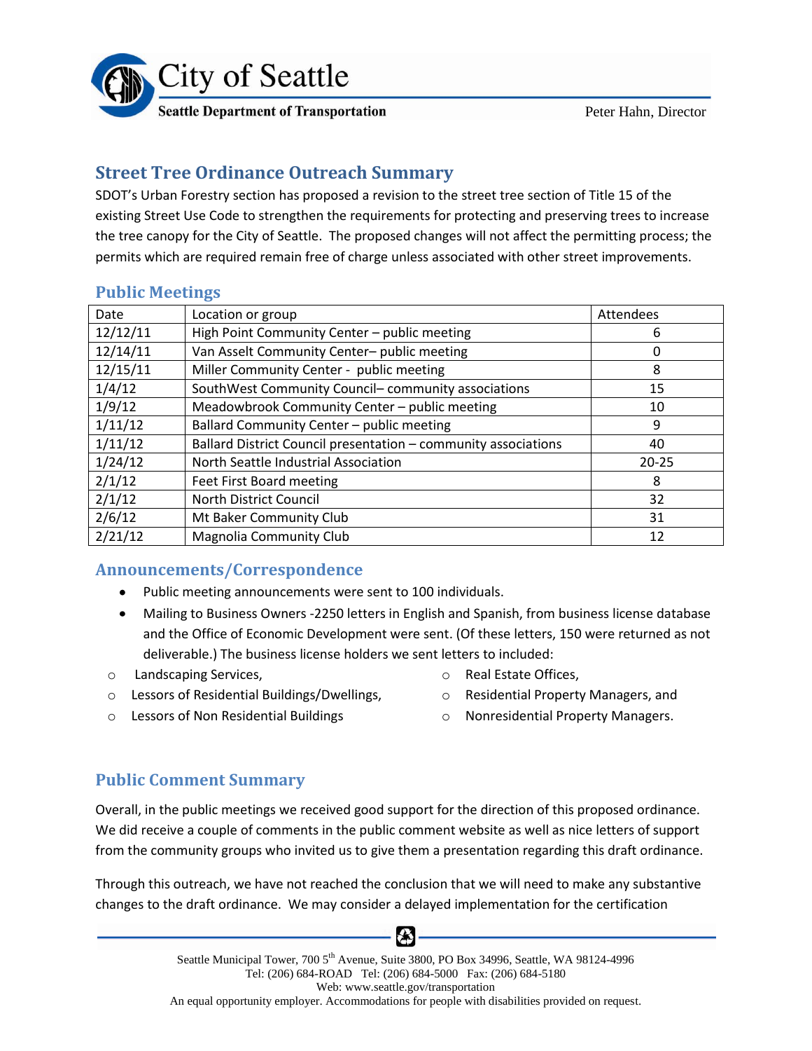City of Seattle

Seattle Department of Transportation

Peter Hahn, Director

## Street Tree Ordinance Outreach Summary

SDOT's Urban Forestry section has proposed a revision to the street tree section of Title 15 of the existing Street Use Code to strengthen the requirements for protecting and preserving trees to increase the tree canopy for the City of Seattle. The proposed changes will not affect the permitting process; the permits which are required remain free of charge unless associated with other street improvements.

### Public Meetings

| Date | Location or group | Attendees |
|---|---|---|
| 12/12/11 | High Point Community Center – public meeting | 6 |
| 12/14/11 | Van Asselt Community Center– public meeting | 0 |
| 12/15/11 | Miller Community Center - public meeting | 8 |
| 1/4/12 | SouthWest Community Council– community associations | 15 |
| 1/9/12 | Meadowbrook Community Center – public meeting | 10 |
| 1/11/12 | Ballard Community Center – public meeting | 9 |
| 1/11/12 | Ballard District Council presentation – community associations | 40 |
| 1/24/12 | North Seattle Industrial Association | 20-25 |
| 2/1/12 | Feet First Board meeting | 8 |
| 2/1/12 | North District Council | 32 |
| 2/6/12 | Mt Baker Community Club | 31 |
| 2/21/12 | Magnolia Community Club | 12 |

### Announcements/Correspondence

- Public meeting announcements were sent to 100 individuals.
- Mailing to Business Owners -2250 letters in English and Spanish, from business license database and the Office of Economic Development were sent. (Of these letters, 150 were returned as not deliverable.) The business license holders we sent letters to included:
  - Landscaping Services,
  - Lessors of Residential Buildings/Dwellings,
  - Lessors of Non Residential Buildings
  - Real Estate Offices,
  - Residential Property Managers, and
  - Nonresidential Property Managers.

### Public Comment Summary

Overall, in the public meetings we received good support for the direction of this proposed ordinance. We did receive a couple of comments in the public comment website as well as nice letters of support from the community groups who invited us to give them a presentation regarding this draft ordinance.

Through this outreach, we have not reached the conclusion that we will need to make any substantive changes to the draft ordinance. We may consider a delayed implementation for the certification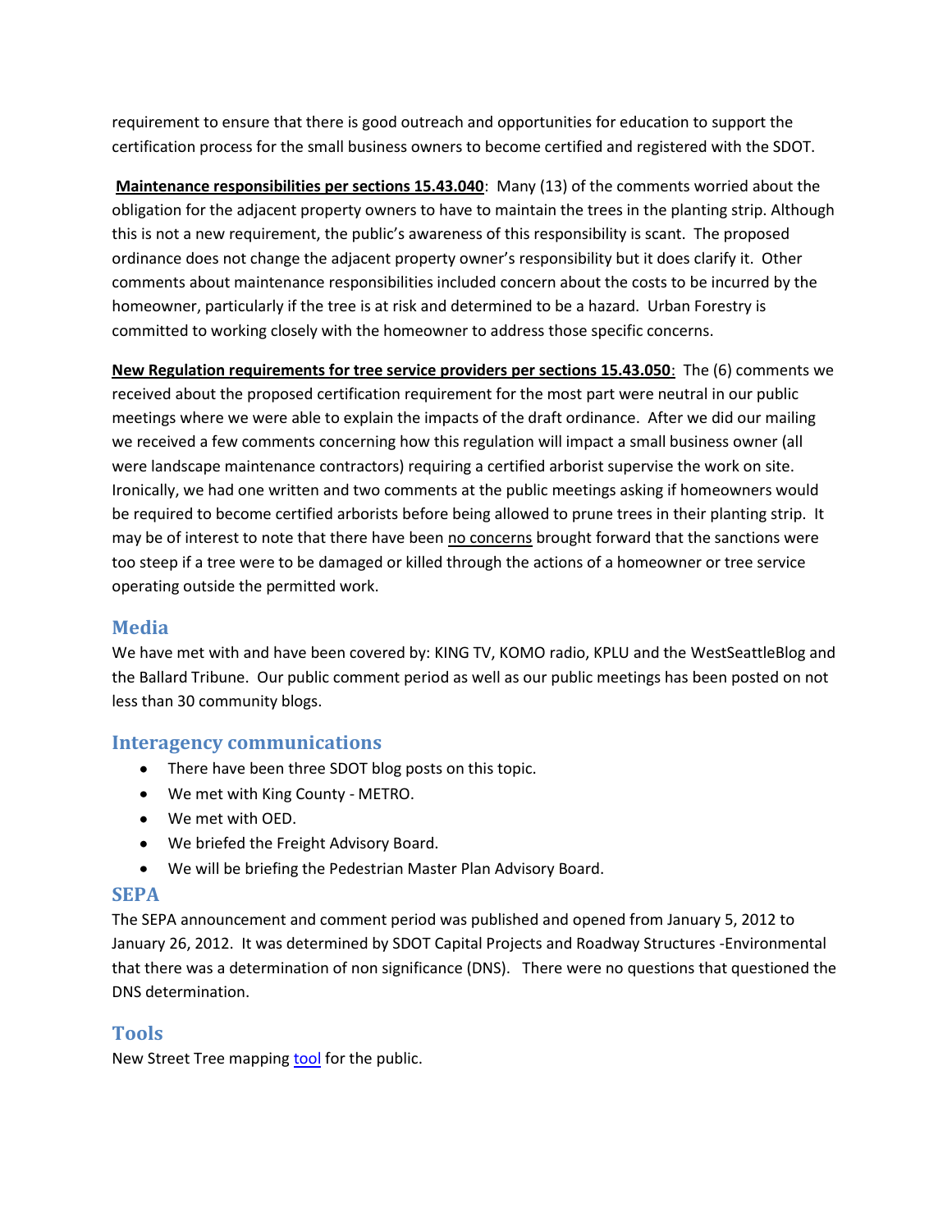requirement to ensure that there is good outreach and opportunities for education to support the certification process for the small business owners to become certified and registered with the SDOT.

**Maintenance responsibilities per sections 15.43.040**: Many (13) of the comments worried about the obligation for the adjacent property owners to have to maintain the trees in the planting strip. Although this is not a new requirement, the public's awareness of this responsibility is scant. The proposed ordinance does not change the adjacent property owner's responsibility but it does clarify it. Other comments about maintenance responsibilities included concern about the costs to be incurred by the homeowner, particularly if the tree is at risk and determined to be a hazard. Urban Forestry is committed to working closely with the homeowner to address those specific concerns.

**New Regulation requirements for tree service providers per sections 15.43.050**: The (6) comments we received about the proposed certification requirement for the most part were neutral in our public meetings where we were able to explain the impacts of the draft ordinance. After we did our mailing we received a few comments concerning how this regulation will impact a small business owner (all were landscape maintenance contractors) requiring a certified arborist supervise the work on site. Ironically, we had one written and two comments at the public meetings asking if homeowners would be required to become certified arborists before being allowed to prune trees in their planting strip. It may be of interest to note that there have been no concerns brought forward that the sanctions were too steep if a tree were to be damaged or killed through the actions of a homeowner or tree service operating outside the permitted work.

## Media

We have met with and have been covered by: KING TV, KOMO radio, KPLU and the WestSeattleBlog and the Ballard Tribune. Our public comment period as well as our public meetings has been posted on not less than 30 community blogs.

## Interagency communications

- There have been three SDOT blog posts on this topic.
- We met with King County - METRO.
- We met with OED.
- We briefed the Freight Advisory Board.
- We will be briefing the Pedestrian Master Plan Advisory Board.

## SEPA

The SEPA announcement and comment period was published and opened from January 5, 2012 to January 26, 2012. It was determined by SDOT Capital Projects and Roadway Structures -Environmental that there was a determination of non significance (DNS). There were no questions that questioned the DNS determination.

## Tools

New Street Tree mapping tool for the public.